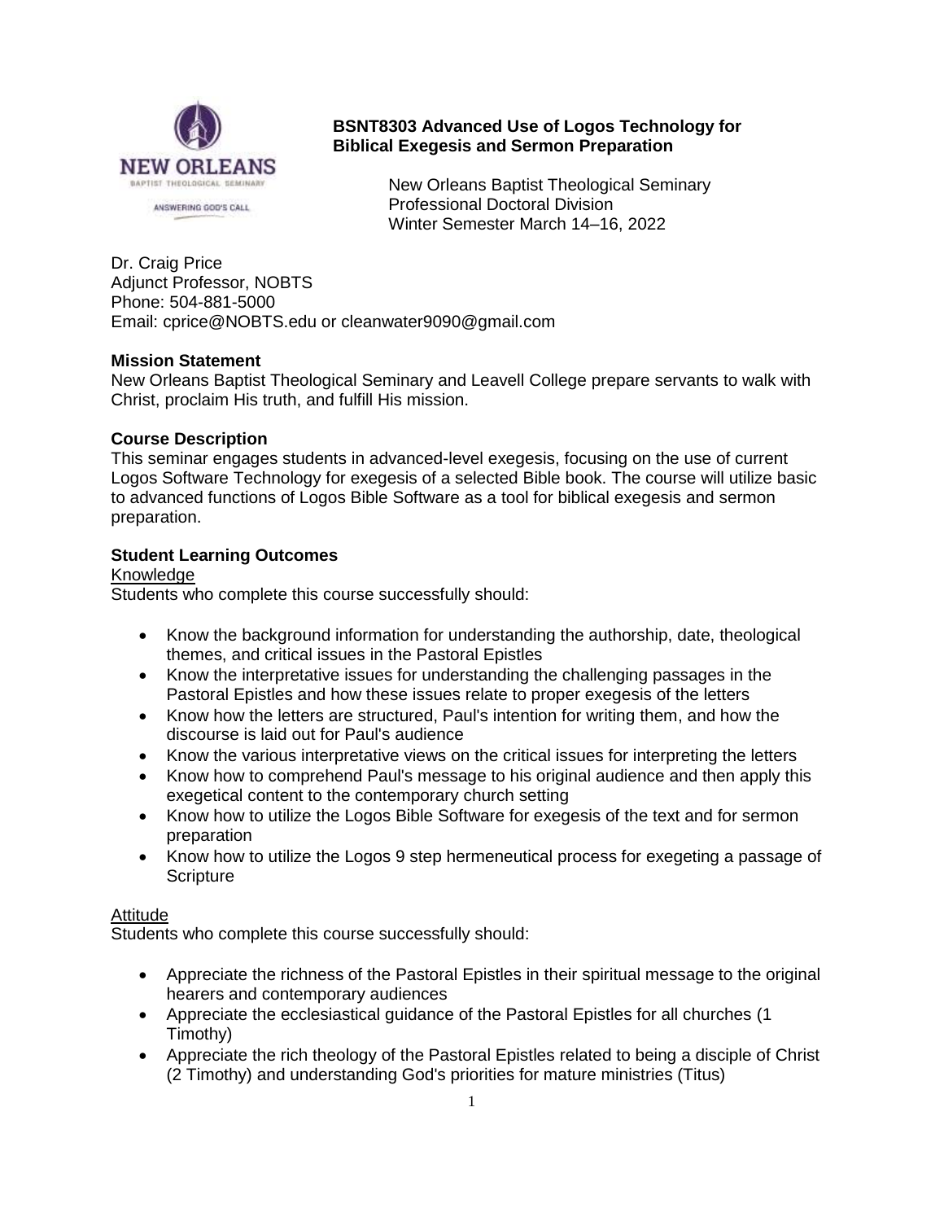**BSNT8303 Advanced Use of Logos Technology for Biblical Exegesis and Sermon Preparation**

New Orleans Baptist Theological Seminary
Professional Doctoral Division
Winter Semester March 14–16, 2022

Dr. Craig Price
Adjunct Professor, NOBTS
Phone: 504-881-5000
Email: cprice@NOBTS.edu or cleanwater9090@gmail.com

## Mission Statement

New Orleans Baptist Theological Seminary and Leavell College prepare servants to walk with Christ, proclaim His truth, and fulfill His mission.

## Course Description

This seminar engages students in advanced-level exegesis, focusing on the use of current Logos Software Technology for exegesis of a selected Bible book. The course will utilize basic to advanced functions of Logos Bible Software as a tool for biblical exegesis and sermon preparation.

## Student Learning Outcomes

Knowledge

Students who complete this course successfully should:

- Know the background information for understanding the authorship, date, theological themes, and critical issues in the Pastoral Epistles
- Know the interpretative issues for understanding the challenging passages in the Pastoral Epistles and how these issues relate to proper exegesis of the letters
- Know how the letters are structured, Paul's intention for writing them, and how the discourse is laid out for Paul's audience
- Know the various interpretative views on the critical issues for interpreting the letters
- Know how to comprehend Paul's message to his original audience and then apply this exegetical content to the contemporary church setting
- Know how to utilize the Logos Bible Software for exegesis of the text and for sermon preparation
- Know how to utilize the Logos 9 step hermeneutical process for exegeting a passage of Scripture

Attitude

Students who complete this course successfully should:

- Appreciate the richness of the Pastoral Epistles in their spiritual message to the original hearers and contemporary audiences
- Appreciate the ecclesiastical guidance of the Pastoral Epistles for all churches (1 Timothy)
- Appreciate the rich theology of the Pastoral Epistles related to being a disciple of Christ (2 Timothy) and understanding God's priorities for mature ministries (Titus)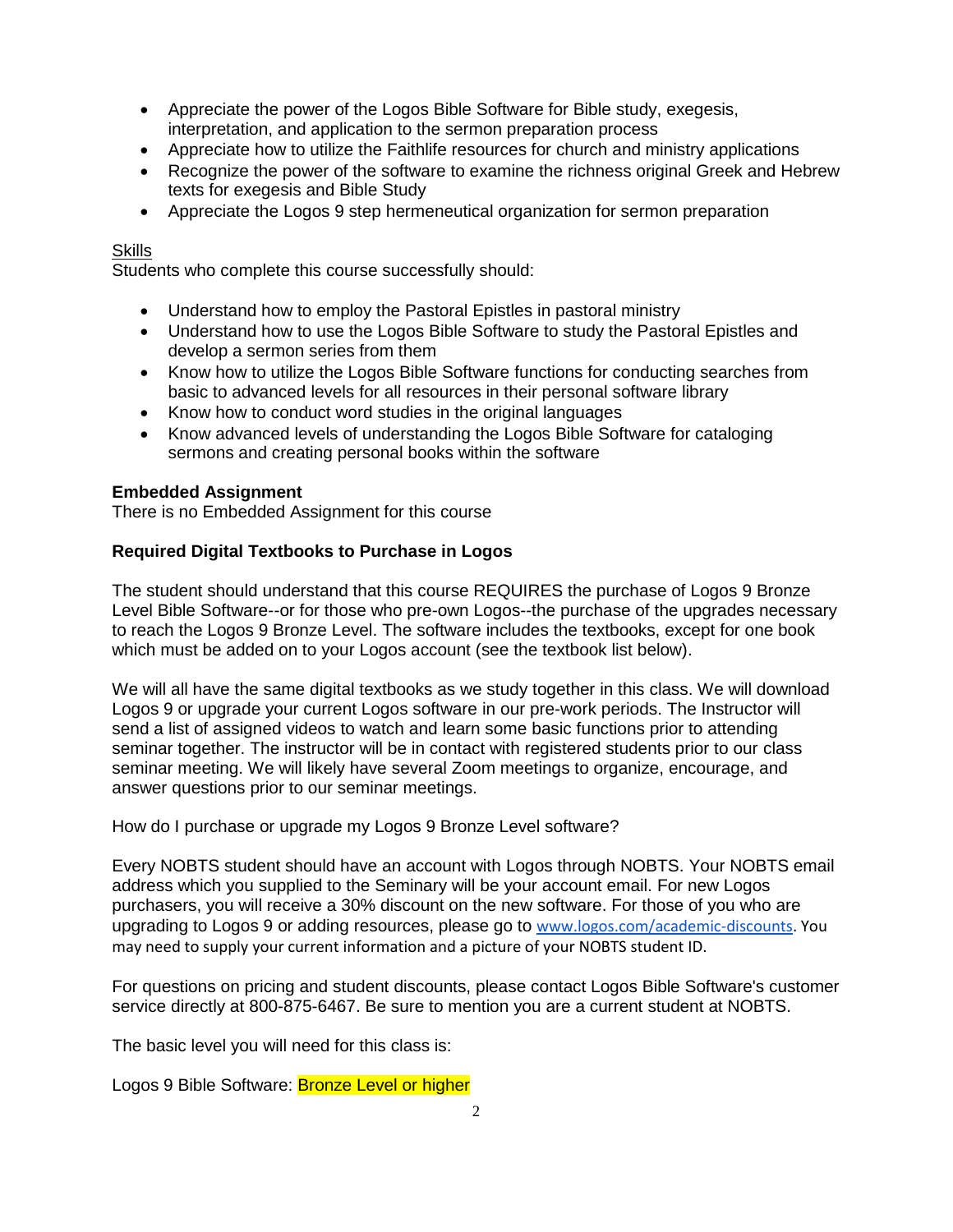- Appreciate the power of the Logos Bible Software for Bible study, exegesis, interpretation, and application to the sermon preparation process
- Appreciate how to utilize the Faithlife resources for church and ministry applications
- Recognize the power of the software to examine the richness original Greek and Hebrew texts for exegesis and Bible Study
- Appreciate the Logos 9 step hermeneutical organization for sermon preparation

<u>Skills</u>
Students who complete this course successfully should:

- Understand how to employ the Pastoral Epistles in pastoral ministry
- Understand how to use the Logos Bible Software to study the Pastoral Epistles and develop a sermon series from them
- Know how to utilize the Logos Bible Software functions for conducting searches from basic to advanced levels for all resources in their personal software library
- Know how to conduct word studies in the original languages
- Know advanced levels of understanding the Logos Bible Software for cataloging sermons and creating personal books within the software

**Embedded Assignment**
There is no Embedded Assignment for this course

**Required Digital Textbooks to Purchase in Logos**

The student should understand that this course REQUIRES the purchase of Logos 9 Bronze Level Bible Software--or for those who pre-own Logos--the purchase of the upgrades necessary to reach the Logos 9 Bronze Level. The software includes the textbooks, except for one book which must be added on to your Logos account (see the textbook list below).

We will all have the same digital textbooks as we study together in this class. We will download Logos 9 or upgrade your current Logos software in our pre-work periods. The Instructor will send a list of assigned videos to watch and learn some basic functions prior to attending seminar together. The instructor will be in contact with registered students prior to our class seminar meeting. We will likely have several Zoom meetings to organize, encourage, and answer questions prior to our seminar meetings.

How do I purchase or upgrade my Logos 9 Bronze Level software?

Every NOBTS student should have an account with Logos through NOBTS. Your NOBTS email address which you supplied to the Seminary will be your account email. For new Logos purchasers, you will receive a 30% discount on the new software. For those of you who are upgrading to Logos 9 or adding resources, please go to www.logos.com/academic-discounts. You may need to supply your current information and a picture of your NOBTS student ID.

For questions on pricing and student discounts, please contact Logos Bible Software's customer service directly at 800-875-6467. Be sure to mention you are a current student at NOBTS.

The basic level you will need for this class is:

Logos 9 Bible Software: Bronze Level or higher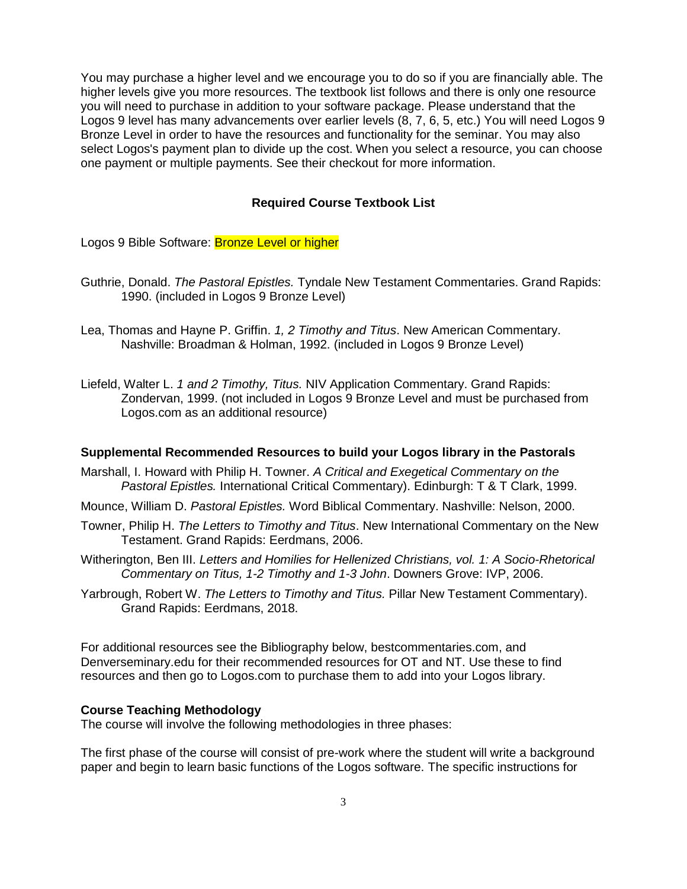You may purchase a higher level and we encourage you to do so if you are financially able. The higher levels give you more resources. The textbook list follows and there is only one resource you will need to purchase in addition to your software package. Please understand that the Logos 9 level has many advancements over earlier levels (8, 7, 6, 5, etc.) You will need Logos 9 Bronze Level in order to have the resources and functionality for the seminar. You may also select Logos's payment plan to divide up the cost. When you select a resource, you can choose one payment or multiple payments. See their checkout for more information.

**Required Course Textbook List**

Logos 9 Bible Software: Bronze Level or higher

Guthrie, Donald. *The Pastoral Epistles.* Tyndale New Testament Commentaries. Grand Rapids: 1990. (included in Logos 9 Bronze Level)

Lea, Thomas and Hayne P. Griffin. *1, 2 Timothy and Titus*. New American Commentary. Nashville: Broadman & Holman, 1992. (included in Logos 9 Bronze Level)

Liefeld, Walter L. *1 and 2 Timothy, Titus.* NIV Application Commentary. Grand Rapids: Zondervan, 1999. (not included in Logos 9 Bronze Level and must be purchased from Logos.com as an additional resource)

**Supplemental Recommended Resources to build your Logos library in the Pastorals**

Marshall, I. Howard with Philip H. Towner. *A Critical and Exegetical Commentary on the Pastoral Epistles.* International Critical Commentary). Edinburgh: T & T Clark, 1999.

Mounce, William D. *Pastoral Epistles.* Word Biblical Commentary. Nashville: Nelson, 2000.

Towner, Philip H. *The Letters to Timothy and Titus*. New International Commentary on the New Testament. Grand Rapids: Eerdmans, 2006.

Witherington, Ben III. *Letters and Homilies for Hellenized Christians, vol. 1: A Socio-Rhetorical Commentary on Titus, 1-2 Timothy and 1-3 John*. Downers Grove: IVP, 2006.

Yarbrough, Robert W. *The Letters to Timothy and Titus.* Pillar New Testament Commentary). Grand Rapids: Eerdmans, 2018.

For additional resources see the Bibliography below, bestcommentaries.com, and Denverseminary.edu for their recommended resources for OT and NT. Use these to find resources and then go to Logos.com to purchase them to add into your Logos library.

**Course Teaching Methodology**

The course will involve the following methodologies in three phases:

The first phase of the course will consist of pre-work where the student will write a background paper and begin to learn basic functions of the Logos software. The specific instructions for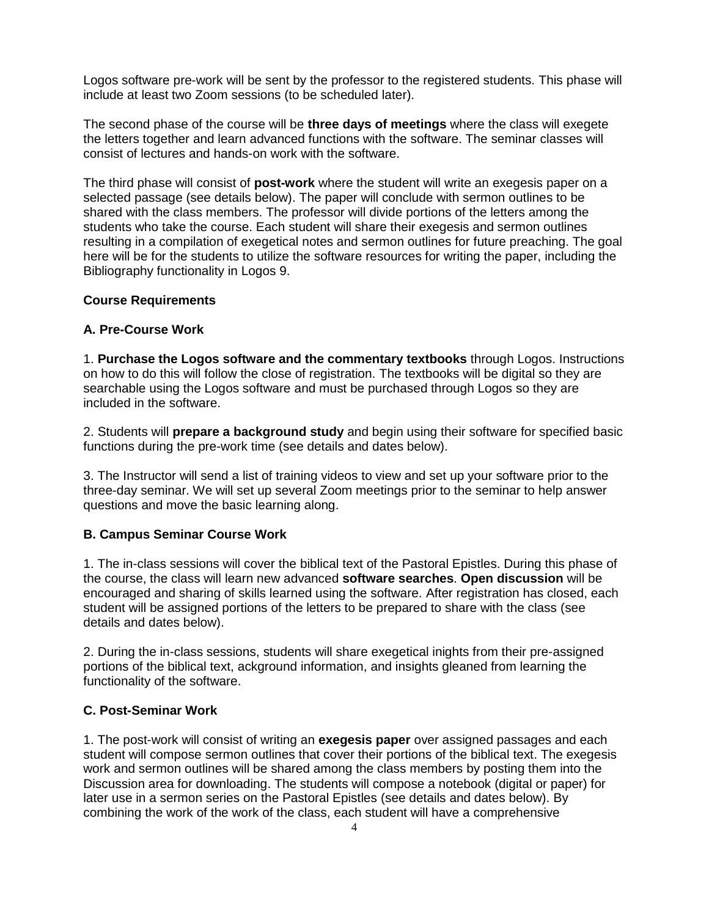Logos software pre-work will be sent by the professor to the registered students. This phase will include at least two Zoom sessions (to be scheduled later).

The second phase of the course will be **three days of meetings** where the class will exegete the letters together and learn advanced functions with the software. The seminar classes will consist of lectures and hands-on work with the software.

The third phase will consist of **post-work** where the student will write an exegesis paper on a selected passage (see details below). The paper will conclude with sermon outlines to be shared with the class members. The professor will divide portions of the letters among the students who take the course. Each student will share their exegesis and sermon outlines resulting in a compilation of exegetical notes and sermon outlines for future preaching. The goal here will be for the students to utilize the software resources for writing the paper, including the Bibliography functionality in Logos 9.

**Course Requirements**

**A. Pre-Course Work**

1. **Purchase the Logos software and the commentary textbooks** through Logos. Instructions on how to do this will follow the close of registration. The textbooks will be digital so they are searchable using the Logos software and must be purchased through Logos so they are included in the software.

2. Students will **prepare a background study** and begin using their software for specified basic functions during the pre-work time (see details and dates below).

3. The Instructor will send a list of training videos to view and set up your software prior to the three-day seminar. We will set up several Zoom meetings prior to the seminar to help answer questions and move the basic learning along.

**B. Campus Seminar Course Work**

1. The in-class sessions will cover the biblical text of the Pastoral Epistles. During this phase of the course, the class will learn new advanced **software searches**. **Open discussion** will be encouraged and sharing of skills learned using the software. After registration has closed, each student will be assigned portions of the letters to be prepared to share with the class (see details and dates below).

2. During the in-class sessions, students will share exegetical inights from their pre-assigned portions of the biblical text, ackground information, and insights gleaned from learning the functionality of the software.

**C. Post-Seminar Work**

1. The post-work will consist of writing an **exegesis paper** over assigned passages and each student will compose sermon outlines that cover their portions of the biblical text. The exegesis work and sermon outlines will be shared among the class members by posting them into the Discussion area for downloading. The students will compose a notebook (digital or paper) for later use in a sermon series on the Pastoral Epistles (see details and dates below). By combining the work of the work of the class, each student will have a comprehensive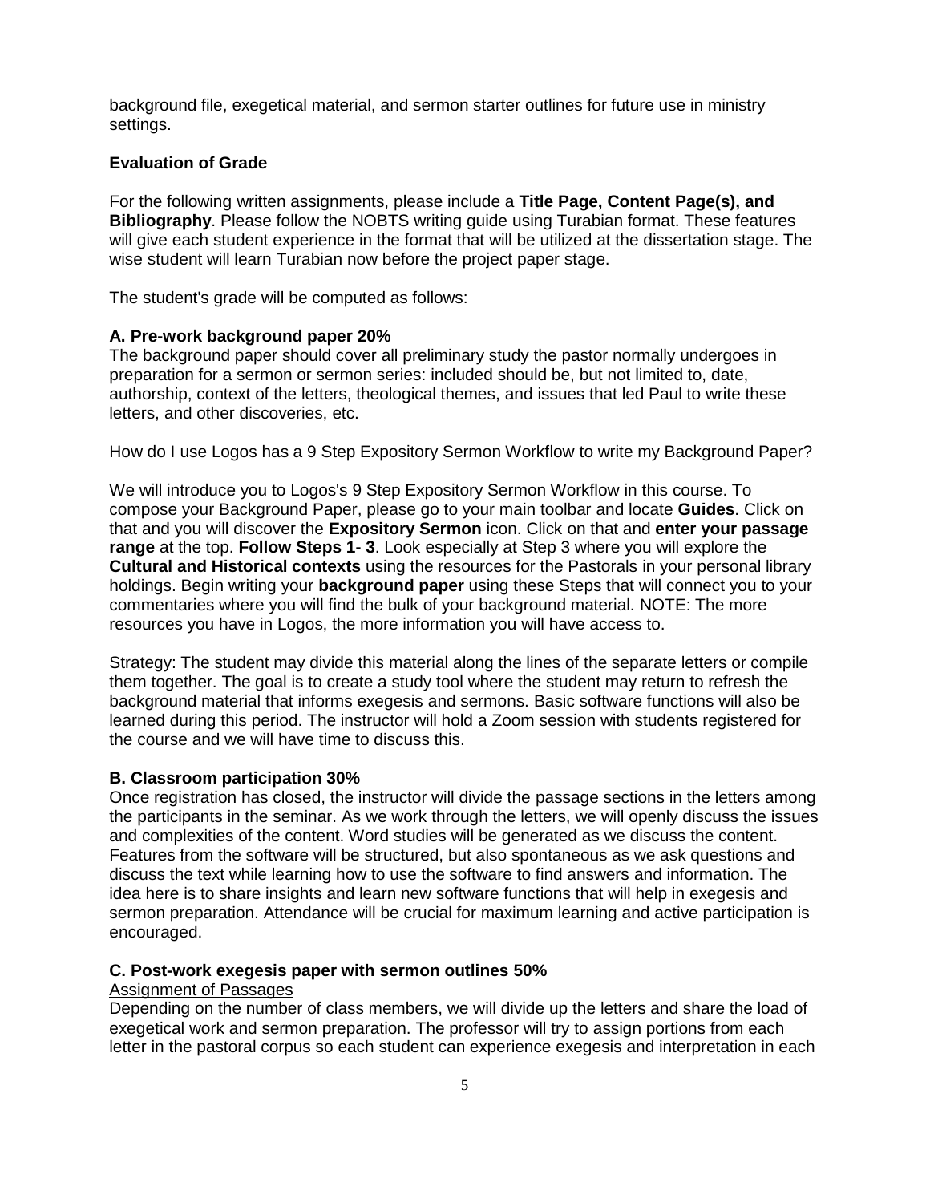background file, exegetical material, and sermon starter outlines for future use in ministry settings.

**Evaluation of Grade**

For the following written assignments, please include a **Title Page, Content Page(s), and Bibliography**. Please follow the NOBTS writing guide using Turabian format. These features will give each student experience in the format that will be utilized at the dissertation stage. The wise student will learn Turabian now before the project paper stage.

The student's grade will be computed as follows:

**A. Pre-work background paper 20%**
The background paper should cover all preliminary study the pastor normally undergoes in preparation for a sermon or sermon series: included should be, but not limited to, date, authorship, context of the letters, theological themes, and issues that led Paul to write these letters, and other discoveries, etc.

How do I use Logos has a 9 Step Expository Sermon Workflow to write my Background Paper?

We will introduce you to Logos's 9 Step Expository Sermon Workflow in this course. To compose your Background Paper, please go to your main toolbar and locate **Guides**. Click on that and you will discover the **Expository Sermon** icon. Click on that and **enter your passage range** at the top. **Follow Steps 1- 3**. Look especially at Step 3 where you will explore the **Cultural and Historical contexts** using the resources for the Pastorals in your personal library holdings. Begin writing your **background paper** using these Steps that will connect you to your commentaries where you will find the bulk of your background material. NOTE: The more resources you have in Logos, the more information you will have access to.

Strategy: The student may divide this material along the lines of the separate letters or compile them together. The goal is to create a study tool where the student may return to refresh the background material that informs exegesis and sermons. Basic software functions will also be learned during this period. The instructor will hold a Zoom session with students registered for the course and we will have time to discuss this.

**B. Classroom participation 30%**
Once registration has closed, the instructor will divide the passage sections in the letters among the participants in the seminar. As we work through the letters, we will openly discuss the issues and complexities of the content. Word studies will be generated as we discuss the content. Features from the software will be structured, but also spontaneous as we ask questions and discuss the text while learning how to use the software to find answers and information. The idea here is to share insights and learn new software functions that will help in exegesis and sermon preparation. Attendance will be crucial for maximum learning and active participation is encouraged.

**C. Post-work exegesis paper with sermon outlines 50%**
<u>Assignment of Passages</u>
Depending on the number of class members, we will divide up the letters and share the load of exegetical work and sermon preparation. The professor will try to assign portions from each letter in the pastoral corpus so each student can experience exegesis and interpretation in each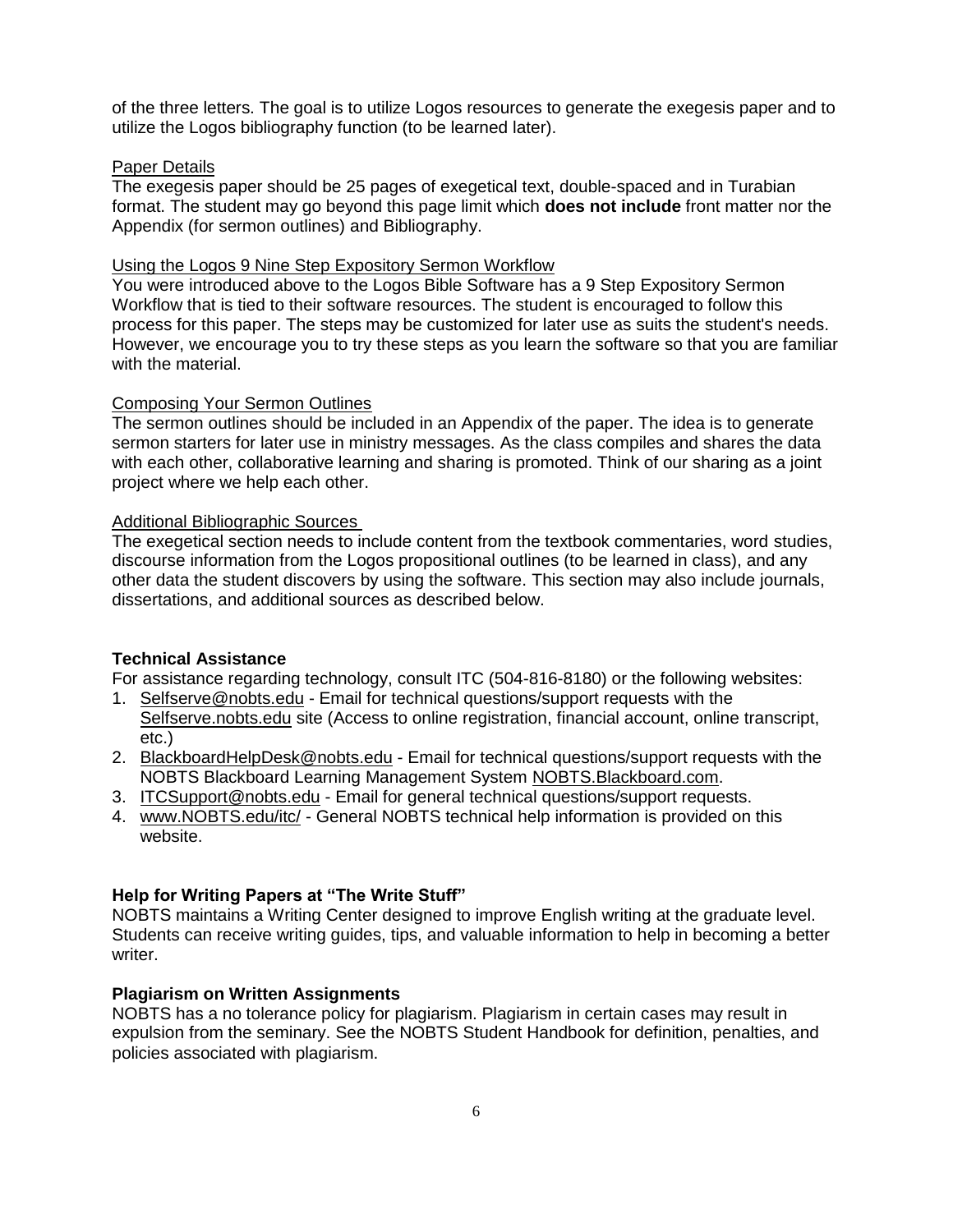of the three letters. The goal is to utilize Logos resources to generate the exegesis paper and to utilize the Logos bibliography function (to be learned later).

Paper Details

The exegesis paper should be 25 pages of exegetical text, double-spaced and in Turabian format. The student may go beyond this page limit which **does not include** front matter nor the Appendix (for sermon outlines) and Bibliography.

Using the Logos 9 Nine Step Expository Sermon Workflow

You were introduced above to the Logos Bible Software has a 9 Step Expository Sermon Workflow that is tied to their software resources. The student is encouraged to follow this process for this paper. The steps may be customized for later use as suits the student's needs. However, we encourage you to try these steps as you learn the software so that you are familiar with the material.

Composing Your Sermon Outlines

The sermon outlines should be included in an Appendix of the paper. The idea is to generate sermon starters for later use in ministry messages. As the class compiles and shares the data with each other, collaborative learning and sharing is promoted. Think of our sharing as a joint project where we help each other.

Additional Bibliographic Sources

The exegetical section needs to include content from the textbook commentaries, word studies, discourse information from the Logos propositional outlines (to be learned in class), and any other data the student discovers by using the software. This section may also include journals, dissertations, and additional sources as described below.

**Technical Assistance**

For assistance regarding technology, consult ITC (504-816-8180) or the following websites:

1. Selfserve@nobts.edu - Email for technical questions/support requests with the Selfserve.nobts.edu site (Access to online registration, financial account, online transcript, etc.)
2. BlackboardHelpDesk@nobts.edu - Email for technical questions/support requests with the NOBTS Blackboard Learning Management System NOBTS.Blackboard.com.
3. ITCSupport@nobts.edu - Email for general technical questions/support requests.
4. www.NOBTS.edu/itc/ - General NOBTS technical help information is provided on this website.

**Help for Writing Papers at "The Write Stuff"**

NOBTS maintains a Writing Center designed to improve English writing at the graduate level. Students can receive writing guides, tips, and valuable information to help in becoming a better writer.

**Plagiarism on Written Assignments**

NOBTS has a no tolerance policy for plagiarism. Plagiarism in certain cases may result in expulsion from the seminary. See the NOBTS Student Handbook for definition, penalties, and policies associated with plagiarism.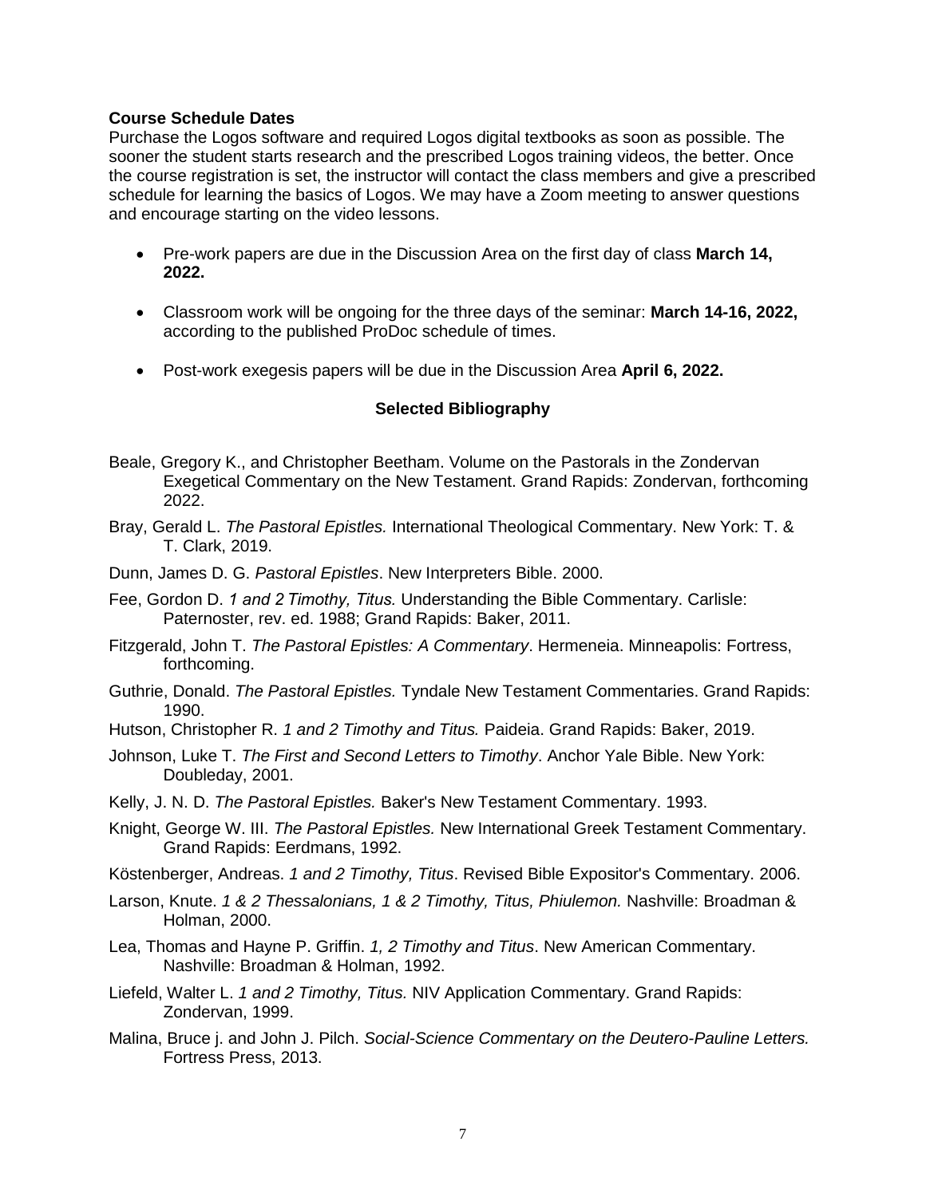**Course Schedule Dates**

Purchase the Logos software and required Logos digital textbooks as soon as possible. The sooner the student starts research and the prescribed Logos training videos, the better. Once the course registration is set, the instructor will contact the class members and give a prescribed schedule for learning the basics of Logos. We may have a Zoom meeting to answer questions and encourage starting on the video lessons.

- Pre-work papers are due in the Discussion Area on the first day of class **March 14, 2022.**
- Classroom work will be ongoing for the three days of the seminar: **March 14-16, 2022,** according to the published ProDoc schedule of times.
- Post-work exegesis papers will be due in the Discussion Area **April 6, 2022.**

## Selected Bibliography

Beale, Gregory K., and Christopher Beetham. Volume on the Pastorals in the Zondervan Exegetical Commentary on the New Testament. Grand Rapids: Zondervan, forthcoming 2022.

Bray, Gerald L. *The Pastoral Epistles.* International Theological Commentary. New York: T. & T. Clark, 2019.

Dunn, James D. G. *Pastoral Epistles*. New Interpreters Bible. 2000.

Fee, Gordon D. *1 and 2 Timothy, Titus.* Understanding the Bible Commentary. Carlisle: Paternoster, rev. ed. 1988; Grand Rapids: Baker, 2011.

Fitzgerald, John T. *The Pastoral Epistles: A Commentary*. Hermeneia. Minneapolis: Fortress, forthcoming.

Guthrie, Donald. *The Pastoral Epistles.* Tyndale New Testament Commentaries. Grand Rapids: 1990.

Hutson, Christopher R. *1 and 2 Timothy and Titus.* Paideia. Grand Rapids: Baker, 2019.

Johnson, Luke T. *The First and Second Letters to Timothy*. Anchor Yale Bible. New York: Doubleday, 2001.

Kelly, J. N. D. *The Pastoral Epistles.* Baker's New Testament Commentary. 1993.

Knight, George W. III. *The Pastoral Epistles.* New International Greek Testament Commentary. Grand Rapids: Eerdmans, 1992.

Köstenberger, Andreas. *1 and 2 Timothy, Titus*. Revised Bible Expositor's Commentary. 2006.

Larson, Knute. *1 & 2 Thessalonians, 1 & 2 Timothy, Titus, Phiulemon.* Nashville: Broadman & Holman, 2000.

Lea, Thomas and Hayne P. Griffin. *1, 2 Timothy and Titus*. New American Commentary. Nashville: Broadman & Holman, 1992.

Liefeld, Walter L. *1 and 2 Timothy, Titus.* NIV Application Commentary. Grand Rapids: Zondervan, 1999.

Malina, Bruce j. and John J. Pilch. *Social-Science Commentary on the Deutero-Pauline Letters.* Fortress Press, 2013.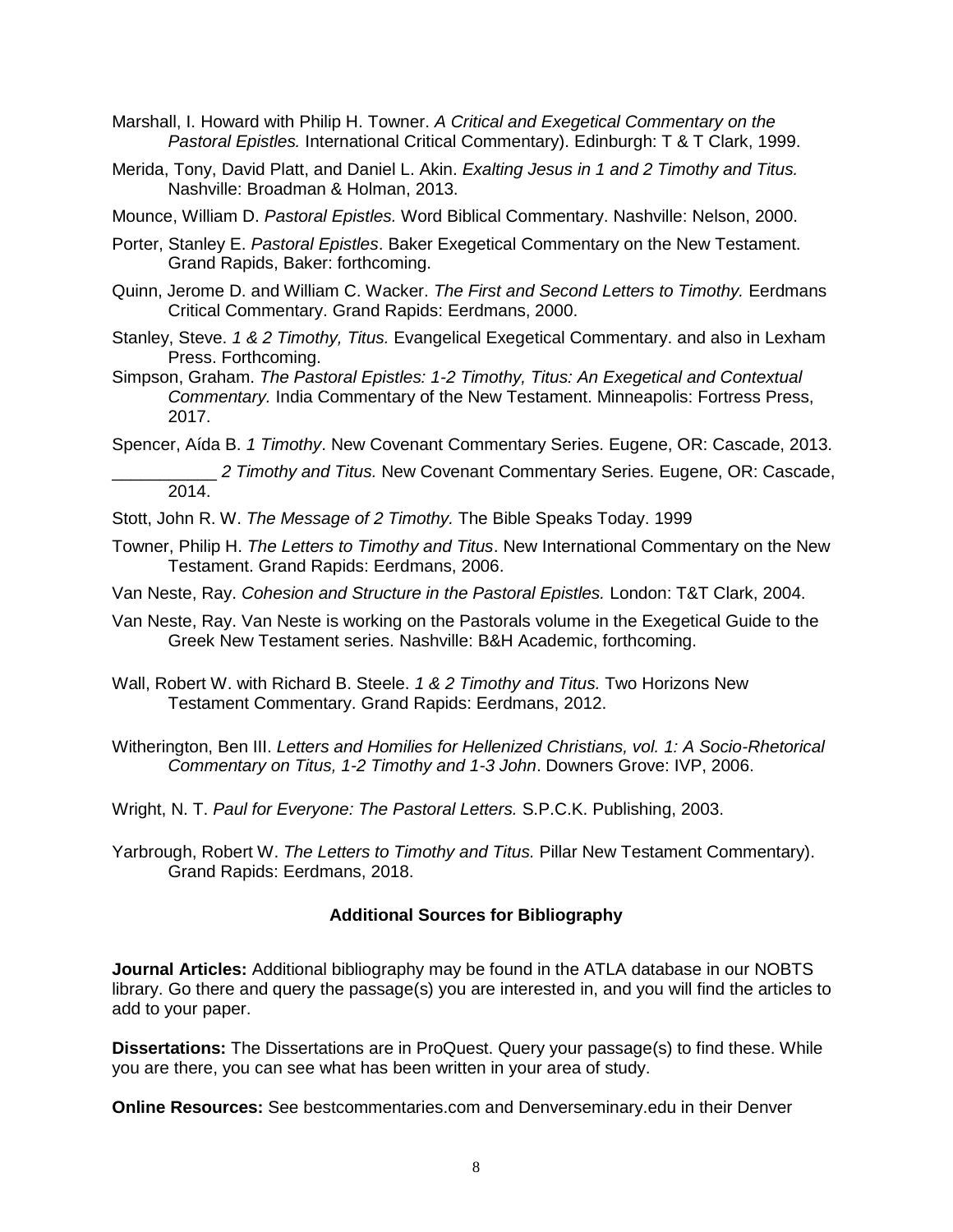Marshall, I. Howard with Philip H. Towner. *A Critical and Exegetical Commentary on the Pastoral Epistles.* International Critical Commentary). Edinburgh: T & T Clark, 1999.

Merida, Tony, David Platt, and Daniel L. Akin. *Exalting Jesus in 1 and 2 Timothy and Titus.* Nashville: Broadman & Holman, 2013.

Mounce, William D. *Pastoral Epistles.* Word Biblical Commentary. Nashville: Nelson, 2000.

Porter, Stanley E. *Pastoral Epistles*. Baker Exegetical Commentary on the New Testament. Grand Rapids, Baker: forthcoming.

Quinn, Jerome D. and William C. Wacker. *The First and Second Letters to Timothy.* Eerdmans Critical Commentary. Grand Rapids: Eerdmans, 2000.

Stanley, Steve. *1 & 2 Timothy, Titus.* Evangelical Exegetical Commentary. and also in Lexham Press. Forthcoming.

Simpson, Graham. *The Pastoral Epistles: 1-2 Timothy, Titus: An Exegetical and Contextual Commentary.* India Commentary of the New Testament. Minneapolis: Fortress Press, 2017.

Spencer, Aída B. *1 Timothy*. New Covenant Commentary Series. Eugene, OR: Cascade, 2013.

\_\_\_\_\_\_\_\_\_\_\_ *2 Timothy and Titus.* New Covenant Commentary Series. Eugene, OR: Cascade, 2014.

Stott, John R. W. *The Message of 2 Timothy.* The Bible Speaks Today. 1999

Towner, Philip H. *The Letters to Timothy and Titus*. New International Commentary on the New Testament. Grand Rapids: Eerdmans, 2006.

Van Neste, Ray. *Cohesion and Structure in the Pastoral Epistles.* London: T&T Clark, 2004.

Van Neste, Ray. Van Neste is working on the Pastorals volume in the Exegetical Guide to the Greek New Testament series. Nashville: B&H Academic, forthcoming.

Wall, Robert W. with Richard B. Steele. *1 & 2 Timothy and Titus.* Two Horizons New Testament Commentary. Grand Rapids: Eerdmans, 2012.

Witherington, Ben III. *Letters and Homilies for Hellenized Christians, vol. 1: A Socio-Rhetorical Commentary on Titus, 1-2 Timothy and 1-3 John*. Downers Grove: IVP, 2006.

Wright, N. T. *Paul for Everyone: The Pastoral Letters.* S.P.C.K. Publishing, 2003.

Yarbrough, Robert W. *The Letters to Timothy and Titus.* Pillar New Testament Commentary). Grand Rapids: Eerdmans, 2018.

**Additional Sources for Bibliography**

**Journal Articles:** Additional bibliography may be found in the ATLA database in our NOBTS library. Go there and query the passage(s) you are interested in, and you will find the articles to add to your paper.

**Dissertations:** The Dissertations are in ProQuest. Query your passage(s) to find these. While you are there, you can see what has been written in your area of study.

**Online Resources:** See bestcommentaries.com and Denverseminary.edu in their Denver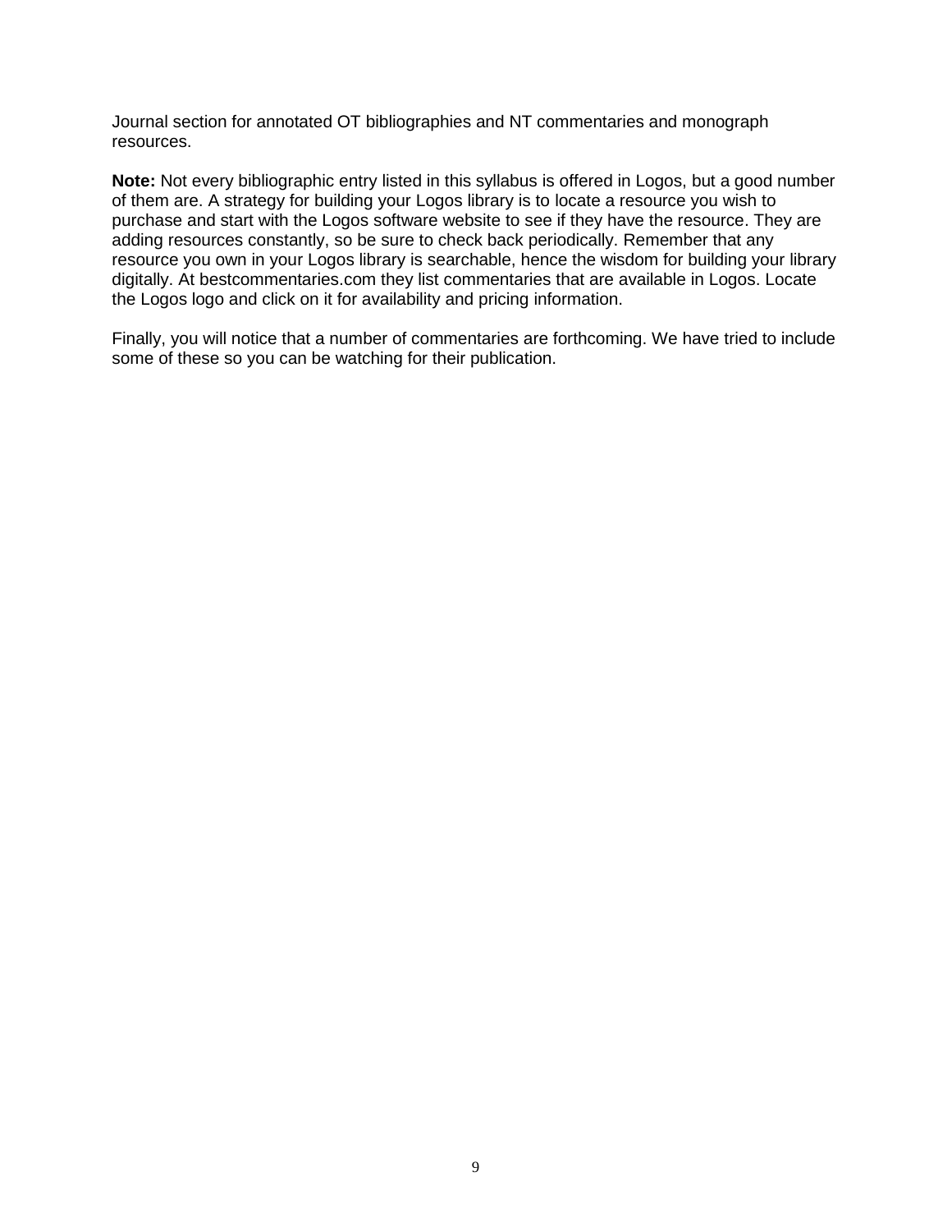Journal section for annotated OT bibliographies and NT commentaries and monograph resources.

**Note:** Not every bibliographic entry listed in this syllabus is offered in Logos, but a good number of them are. A strategy for building your Logos library is to locate a resource you wish to purchase and start with the Logos software website to see if they have the resource. They are adding resources constantly, so be sure to check back periodically. Remember that any resource you own in your Logos library is searchable, hence the wisdom for building your library digitally. At bestcommentaries.com they list commentaries that are available in Logos. Locate the Logos logo and click on it for availability and pricing information.

Finally, you will notice that a number of commentaries are forthcoming. We have tried to include some of these so you can be watching for their publication.